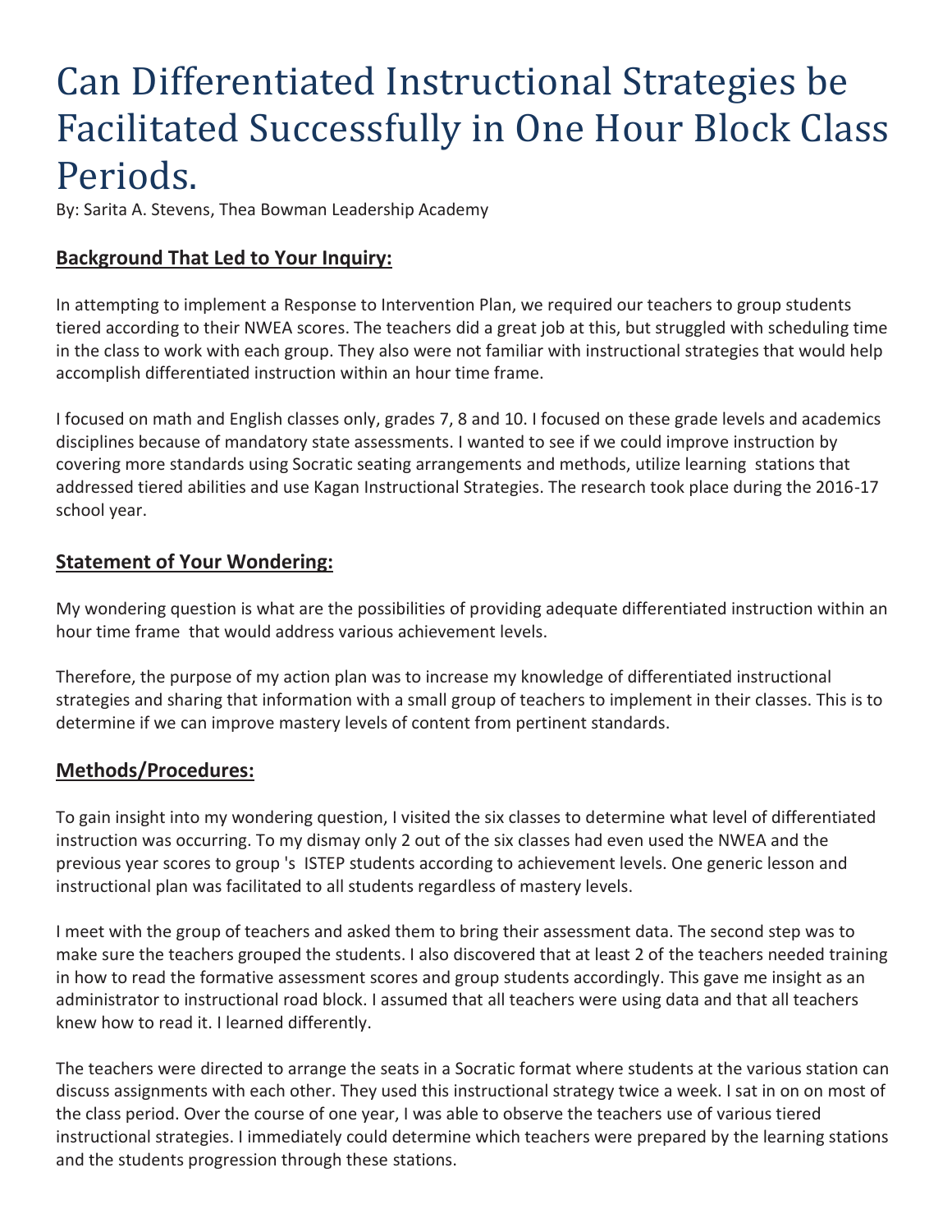# Can Differentiated Instructional Strategies be Facilitated Successfully in One Hour Block Class Periods.

By: Sarita A. Stevens, Thea Bowman Leadership Academy

## Background That Led to Your Inquiry:

In attempting to implement a Response to Intervention Plan, we required our teachers to group students tiered according to their NWEA scores. The teachers did a great job at this, but struggled with scheduling time in the class to work with each group. They also were not familiar with instructional strategies that would help accomplish differentiated instruction within an hour time frame.

I focused on math and English classes only, grades 7, 8 and 10. I focused on these grade levels and academics disciplines because of mandatory state assessments. I wanted to see if we could improve instruction by covering more standards using Socratic seating arrangements and methods, utilize learning stations that addressed tiered abilities and use Kagan Instructional Strategies. The research took place during the 2016-17 school year.

## Statement of Your Wondering:

My wondering question is what are the possibilities of providing adequate differentiated instruction within an hour time frame that would address various achievement levels.

Therefore, the purpose of my action plan was to increase my knowledge of differentiated instructional strategies and sharing that information with a small group of teachers to implement in their classes. This is to determine if we can improve mastery levels of content from pertinent standards.

## Methods/Procedures:

To gain insight into my wondering question, I visited the six classes to determine what level of differentiated instruction was occurring. To my dismay only 2 out of the six classes had even used the NWEA and the previous year scores to group 's ISTEP students according to achievement levels. One generic lesson and instructional plan was facilitated to all students regardless of mastery levels.

I meet with the group of teachers and asked them to bring their assessment data. The second step was to make sure the teachers grouped the students. I also discovered that at least 2 of the teachers needed training in how to read the formative assessment scores and group students accordingly. This gave me insight as an administrator to instructional road block. I assumed that all teachers were using data and that all teachers knew how to read it. I learned differently.

The teachers were directed to arrange the seats in a Socratic format where students at the various station can discuss assignments with each other. They used this instructional strategy twice a week. I sat in on on most of the class period. Over the course of one year, I was able to observe the teachers use of various tiered instructional strategies. I immediately could determine which teachers were prepared by the learning stations and the students progression through these stations.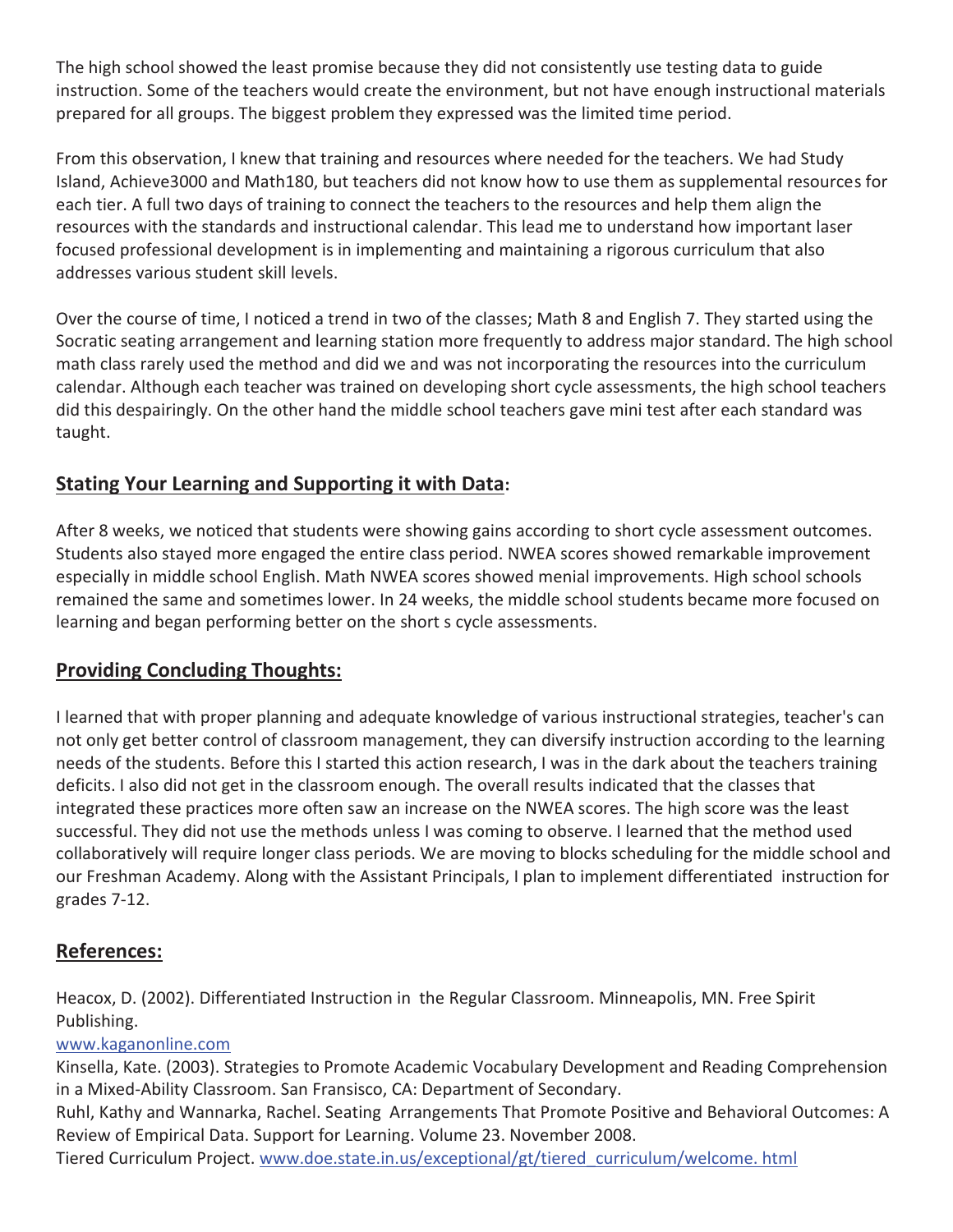The high school showed the least promise because they did not consistently use testing data to guide instruction. Some of the teachers would create the environment, but not have enough instructional materials prepared for all groups. The biggest problem they expressed was the limited time period.

From this observation, I knew that training and resources where needed for the teachers. We had Study Island, Achieve3000 and Math180, but teachers did not know how to use them as supplemental resources for each tier. A full two days of training to connect the teachers to the resources and help them align the resources with the standards and instructional calendar. This lead me to understand how important laser focused professional development is in implementing and maintaining a rigorous curriculum that also addresses various student skill levels.

Over the course of time, I noticed a trend in two of the classes; Math 8 and English 7. They started using the Socratic seating arrangement and learning station more frequently to address major standard. The high school math class rarely used the method and did we and was not incorporating the resources into the curriculum calendar. Although each teacher was trained on developing short cycle assessments, the high school teachers did this despairingly. On the other hand the middle school teachers gave mini test after each standard was taught.

## Stating Your Learning and Supporting it with Data:

After 8 weeks, we noticed that students were showing gains according to short cycle assessment outcomes. Students also stayed more engaged the entire class period. NWEA scores showed remarkable improvement especially in middle school English. Math NWEA scores showed menial improvements. High school schools remained the same and sometimes lower. In 24 weeks, the middle school students became more focused on learning and began performing better on the short s cycle assessments.

## Providing Concluding Thoughts:

I learned that with proper planning and adequate knowledge of various instructional strategies, teacher's can not only get better control of classroom management, they can diversify instruction according to the learning needs of the students. Before this I started this action research, I was in the dark about the teachers training deficits. I also did not get in the classroom enough. The overall results indicated that the classes that integrated these practices more often saw an increase on the NWEA scores. The high score was the least successful. They did not use the methods unless I was coming to observe. I learned that the method used collaboratively will require longer class periods. We are moving to blocks scheduling for the middle school and our Freshman Academy. Along with the Assistant Principals, I plan to implement differentiated instruction for grades 7-12.

## References:

Heacox, D. (2002). Differentiated Instruction in the Regular Classroom. Minneapolis, MN. Free Spirit Publishing.

www.kaganonline.com

Kinsella, Kate. (2003). Strategies to Promote Academic Vocabulary Development and Reading Comprehension in a Mixed-Ability Classroom. San Fransisco, CA: Department of Secondary.

Ruhl, Kathy and Wannarka, Rachel. Seating Arrangements That Promote Positive and Behavioral Outcomes: A Review of Empirical Data. Support for Learning. Volume 23. November 2008.

Tiered Curriculum Project. www.doe.state.in.us/exceptional/gt/tiered_curriculum/welcome. html